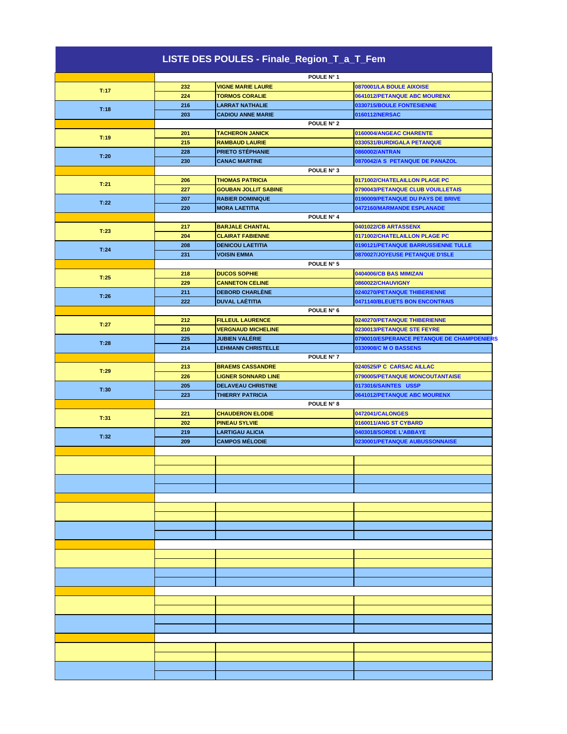# LISTE DES POULES - Finale_Region_T_a_T_Fem

| | | | |
|---|---|---|---|
| | POULE N° 1 | | |
| T:17 | 232 | VIGNE MARIE LAURE | 0870001/LA BOULE AIXOISE |
| | 224 | TORMOS CORALIE | 0641012/PETANQUE ABC MOURENX |
| T:18 | 216 | LARRAT NATHALIE | 0330715/BOULE FONTESIENNE |
| | 203 | CADIOU ANNE MARIE | 0160112/NERSAC |
| | POULE N° 2 | | |
| T:19 | 201 | TACHERON JANICK | 0160004/ANGEAC CHARENTE |
| | 215 | RAMBAUD LAURIE | 0330531/BURDIGALA PETANQUE |
| T:20 | 228 | PRIETO STÉPHANIE | 0860002/ANTRAN |
| | 230 | CANAC MARTINE | 0870042/A S PETANQUE DE PANAZOL |
| | POULE N° 3 | | |
| T:21 | 206 | THOMAS PATRICIA | 0171002/CHATELAILLON PLAGE PC |
| | 227 | GOUBAN JOLLIT SABINE | 0790043/PETANQUE CLUB VOUILLETAIS |
| T:22 | 207 | RABIER DOMINIQUE | 0190009/PETANQUE DU PAYS DE BRIVE |
| | 220 | MORA LAETITIA | 0472160/MARMANDE ESPLANADE |
| | POULE N° 4 | | |
| T:23 | 217 | BARJALE CHANTAL | 0401022/CB ARTASSENX |
| | 204 | CLAIRAT FABIENNE | 0171002/CHATELAILLON PLAGE PC |
| T:24 | 208 | DENICOU LAETITIA | 0190121/PETANQUE BARRUSSIENNE TULLE |
| | 231 | VOISIN EMMA | 0870027/JOYEUSE PETANQUE D'ISLE |
| | POULE N° 5 | | |
| T:25 | 218 | DUCOS SOPHIE | 0404006/CB BAS MIMIZAN |
| | 229 | CANNETON CELINE | 0860022/CHAUVIGNY |
| T:26 | 211 | DEBORD CHARLÈNE | 0240270/PETANQUE THIBERIENNE |
| | 222 | DUVAL LAÉTITIA | 0471140/BLEUETS BON ENCONTRAIS |
| | POULE N° 6 | | |
| T:27 | 212 | FILLEUL LAURENCE | 0240270/PETANQUE THIBERIENNE |
| | 210 | VERGNAUD MICHELINE | 0230013/PETANQUE STE FEYRE |
| T:28 | 225 | JUBIEN VALÉRIE | 0790010/ESPERANCE PETANQUE DE CHAMPDENIERS |
| | 214 | LEHMANN CHRISTELLE | 0330908/C M O BASSENS |
| | POULE N° 7 | | |
| T:29 | 213 | BRAEMS CASSANDRE | 0240525/P C CARSAC AILLAC |
| | 226 | LIGNER SONNARD LINE | 0790005/PETANQUE MONCOUTANTAISE |
| T:30 | 205 | DELAVEAU CHRISTINE | 0173016/SAINTES USSP |
| | 223 | THIERRY PATRICIA | 0641012/PETANQUE ABC MOURENX |
| | POULE N° 8 | | |
| T:31 | 221 | CHAUDERON ELODIE | 0472041/CALONGES |
| | 202 | PINEAU SYLVIE | 0160011/ANG ST CYBARD |
| T:32 | 219 | LARTIGAU ALICIA | 0403018/SORDE L'ABBAYE |
| | 209 | CAMPOS MÉLODIE | 0230001/PETANQUE AUBUSSONNAISE |